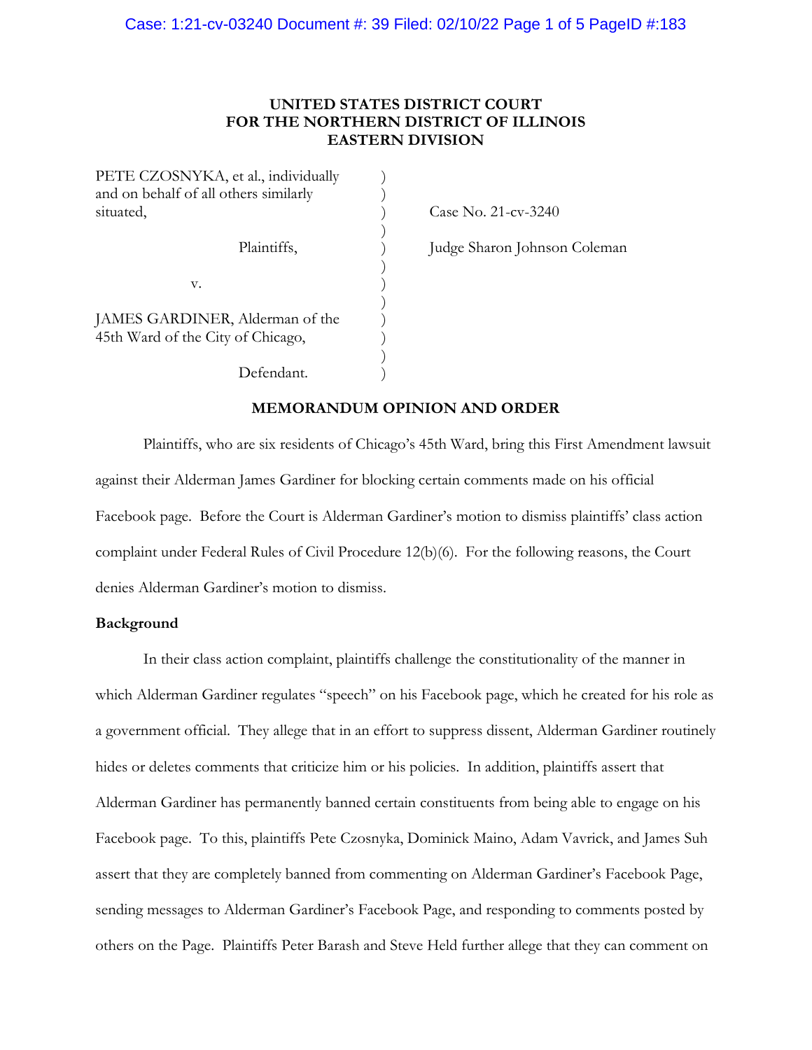**UNITED STATES DISTRICT COURT**
**FOR THE NORTHERN DISTRICT OF ILLINOIS**
**EASTERN DIVISION**

PETE CZOSNYKA, et al., individually and on behalf of all others similarly situated,

Plaintiffs,

v.

JAMES GARDINER, Alderman of the 45th Ward of the City of Chicago,

Defendant.

Case No. 21-cv-3240

Judge Sharon Johnson Coleman

**MEMORANDUM OPINION AND ORDER**

Plaintiffs, who are six residents of Chicago's 45th Ward, bring this First Amendment lawsuit against their Alderman James Gardiner for blocking certain comments made on his official Facebook page. Before the Court is Alderman Gardiner's motion to dismiss plaintiffs' class action complaint under Federal Rules of Civil Procedure 12(b)(6). For the following reasons, the Court denies Alderman Gardiner's motion to dismiss.

**Background**

In their class action complaint, plaintiffs challenge the constitutionality of the manner in which Alderman Gardiner regulates "speech" on his Facebook page, which he created for his role as a government official. They allege that in an effort to suppress dissent, Alderman Gardiner routinely hides or deletes comments that criticize him or his policies. In addition, plaintiffs assert that Alderman Gardiner has permanently banned certain constituents from being able to engage on his Facebook page. To this, plaintiffs Pete Czosnyka, Dominick Maino, Adam Vavrick, and James Suh assert that they are completely banned from commenting on Alderman Gardiner's Facebook Page, sending messages to Alderman Gardiner's Facebook Page, and responding to comments posted by others on the Page. Plaintiffs Peter Barash and Steve Held further allege that they can comment on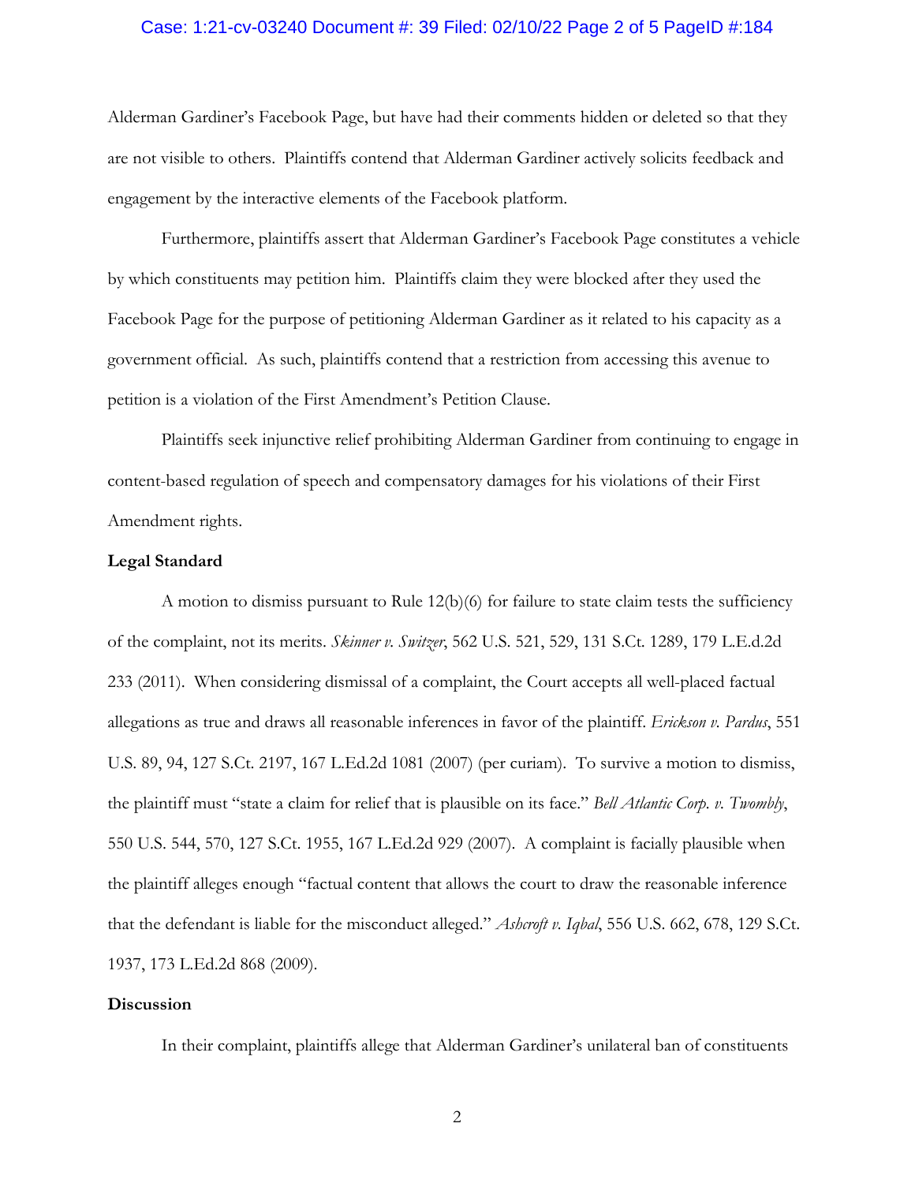Alderman Gardiner's Facebook Page, but have had their comments hidden or deleted so that they are not visible to others. Plaintiffs contend that Alderman Gardiner actively solicits feedback and engagement by the interactive elements of the Facebook platform.

Furthermore, plaintiffs assert that Alderman Gardiner's Facebook Page constitutes a vehicle by which constituents may petition him. Plaintiffs claim they were blocked after they used the Facebook Page for the purpose of petitioning Alderman Gardiner as it related to his capacity as a government official. As such, plaintiffs contend that a restriction from accessing this avenue to petition is a violation of the First Amendment's Petition Clause.

Plaintiffs seek injunctive relief prohibiting Alderman Gardiner from continuing to engage in content-based regulation of speech and compensatory damages for his violations of their First Amendment rights.

**Legal Standard**

A motion to dismiss pursuant to Rule 12(b)(6) for failure to state claim tests the sufficiency of the complaint, not its merits. *Skinner v. Switzer*, 562 U.S. 521, 529, 131 S.Ct. 1289, 179 L.E.d.2d 233 (2011). When considering dismissal of a complaint, the Court accepts all well-placed factual allegations as true and draws all reasonable inferences in favor of the plaintiff. *Erickson v. Pardus*, 551 U.S. 89, 94, 127 S.Ct. 2197, 167 L.Ed.2d 1081 (2007) (per curiam). To survive a motion to dismiss, the plaintiff must "state a claim for relief that is plausible on its face." *Bell Atlantic Corp. v. Twombly*, 550 U.S. 544, 570, 127 S.Ct. 1955, 167 L.Ed.2d 929 (2007). A complaint is facially plausible when the plaintiff alleges enough "factual content that allows the court to draw the reasonable inference that the defendant is liable for the misconduct alleged." *Ashcroft v. Iqbal*, 556 U.S. 662, 678, 129 S.Ct. 1937, 173 L.Ed.2d 868 (2009).

**Discussion**

In their complaint, plaintiffs allege that Alderman Gardiner's unilateral ban of constituents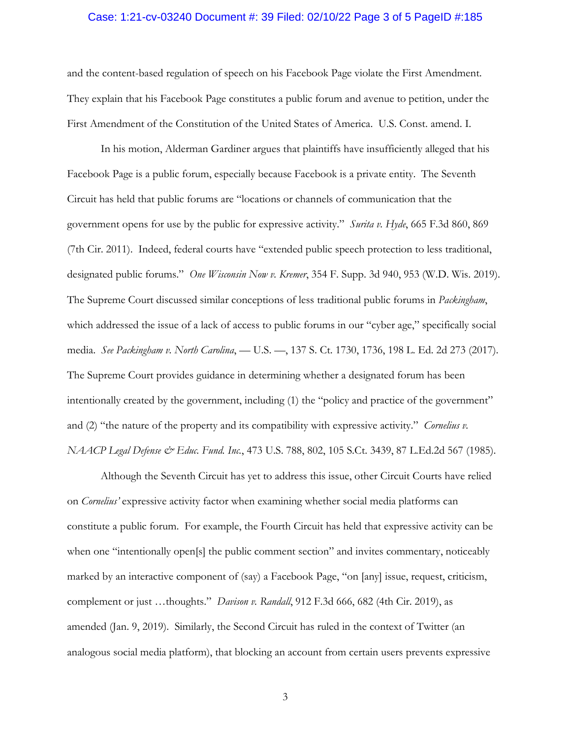and the content-based regulation of speech on his Facebook Page violate the First Amendment. They explain that his Facebook Page constitutes a public forum and avenue to petition, under the First Amendment of the Constitution of the United States of America. U.S. Const. amend. I.

In his motion, Alderman Gardiner argues that plaintiffs have insufficiently alleged that his Facebook Page is a public forum, especially because Facebook is a private entity. The Seventh Circuit has held that public forums are "locations or channels of communication that the government opens for use by the public for expressive activity." *Surita v. Hyde*, 665 F.3d 860, 869 (7th Cir. 2011). Indeed, federal courts have "extended public speech protection to less traditional, designated public forums." *One Wisconsin Now v. Kremer*, 354 F. Supp. 3d 940, 953 (W.D. Wis. 2019). The Supreme Court discussed similar conceptions of less traditional public forums in *Packingham*, which addressed the issue of a lack of access to public forums in our "cyber age," specifically social media. *See Packingham v. North Carolina*, — U.S. —, 137 S. Ct. 1730, 1736, 198 L. Ed. 2d 273 (2017). The Supreme Court provides guidance in determining whether a designated forum has been intentionally created by the government, including (1) the "policy and practice of the government" and (2) "the nature of the property and its compatibility with expressive activity." *Cornelius v. NAACP Legal Defense & Educ. Fund. Inc.*, 473 U.S. 788, 802, 105 S.Ct. 3439, 87 L.Ed.2d 567 (1985).

Although the Seventh Circuit has yet to address this issue, other Circuit Courts have relied on *Cornelius'* expressive activity factor when examining whether social media platforms can constitute a public forum. For example, the Fourth Circuit has held that expressive activity can be when one "intentionally open[s] the public comment section" and invites commentary, noticeably marked by an interactive component of (say) a Facebook Page, "on [any] issue, request, criticism, complement or just …thoughts." *Davison v. Randall*, 912 F.3d 666, 682 (4th Cir. 2019), as amended (Jan. 9, 2019). Similarly, the Second Circuit has ruled in the context of Twitter (an analogous social media platform), that blocking an account from certain users prevents expressive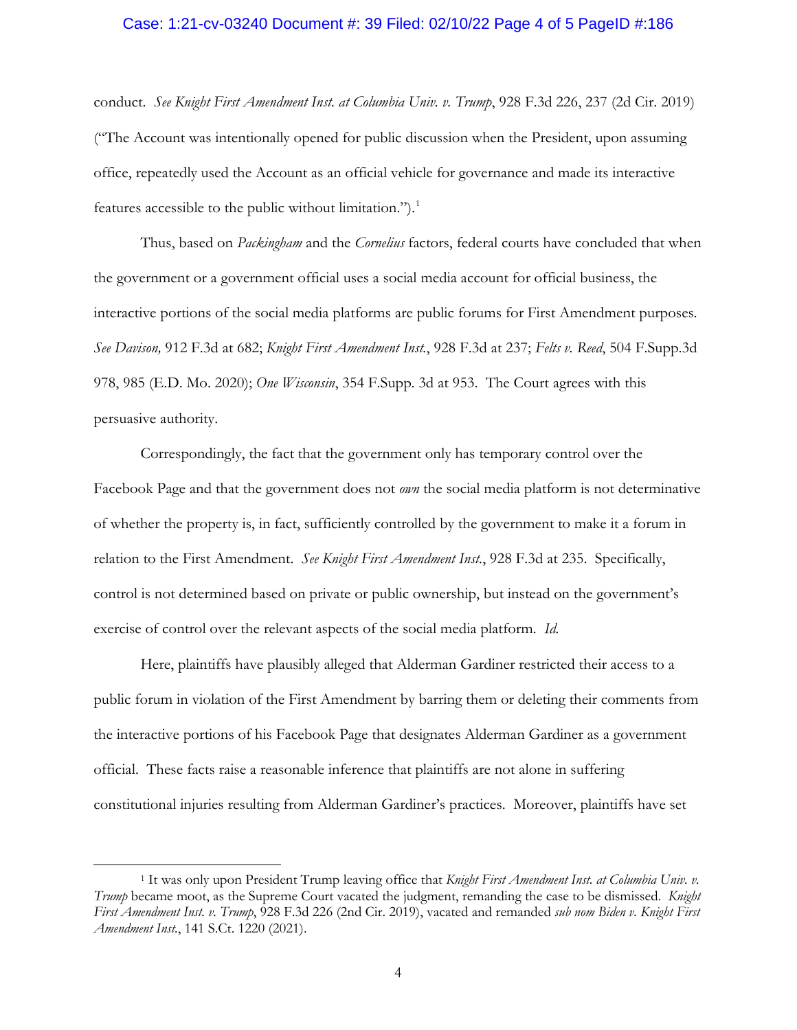conduct. *See Knight First Amendment Inst. at Columbia Univ. v. Trump*, 928 F.3d 226, 237 (2d Cir. 2019) ("The Account was intentionally opened for public discussion when the President, upon assuming office, repeatedly used the Account as an official vehicle for governance and made its interactive features accessible to the public without limitation.").[1]

Thus, based on *Packingham* and the *Cornelius* factors, federal courts have concluded that when the government or a government official uses a social media account for official business, the interactive portions of the social media platforms are public forums for First Amendment purposes. *See Davison,* 912 F.3d at 682; *Knight First Amendment Inst.*, 928 F.3d at 237; *Felts v. Reed*, 504 F.Supp.3d 978, 985 (E.D. Mo. 2020); *One Wisconsin*, 354 F.Supp. 3d at 953. The Court agrees with this persuasive authority.

Correspondingly, the fact that the government only has temporary control over the Facebook Page and that the government does not *own* the social media platform is not determinative of whether the property is, in fact, sufficiently controlled by the government to make it a forum in relation to the First Amendment. *See Knight First Amendment Inst.*, 928 F.3d at 235. Specifically, control is not determined based on private or public ownership, but instead on the government's exercise of control over the relevant aspects of the social media platform. *Id.*

Here, plaintiffs have plausibly alleged that Alderman Gardiner restricted their access to a public forum in violation of the First Amendment by barring them or deleting their comments from the interactive portions of his Facebook Page that designates Alderman Gardiner as a government official. These facts raise a reasonable inference that plaintiffs are not alone in suffering constitutional injuries resulting from Alderman Gardiner's practices. Moreover, plaintiffs have set

---

[1] It was only upon President Trump leaving office that *Knight First Amendment Inst. at Columbia Univ. v. Trump* became moot, as the Supreme Court vacated the judgment, remanding the case to be dismissed. *Knight First Amendment Inst. v. Trump*, 928 F.3d 226 (2nd Cir. 2019), vacated and remanded *sub nom Biden v. Knight First Amendment Inst.*, 141 S.Ct. 1220 (2021).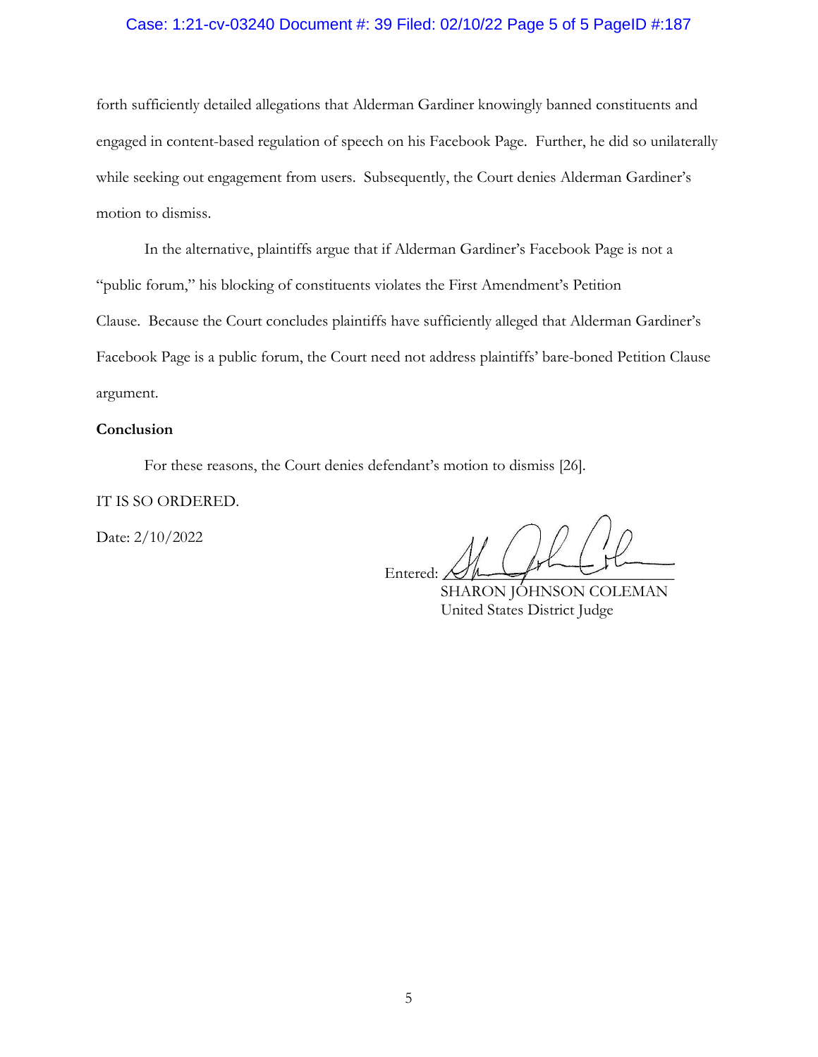forth sufficiently detailed allegations that Alderman Gardiner knowingly banned constituents and engaged in content-based regulation of speech on his Facebook Page. Further, he did so unilaterally while seeking out engagement from users. Subsequently, the Court denies Alderman Gardiner's motion to dismiss.

In the alternative, plaintiffs argue that if Alderman Gardiner's Facebook Page is not a "public forum," his blocking of constituents violates the First Amendment's Petition Clause. Because the Court concludes plaintiffs have sufficiently alleged that Alderman Gardiner's Facebook Page is a public forum, the Court need not address plaintiffs' bare-boned Petition Clause argument.

**Conclusion**

For these reasons, the Court denies defendant's motion to dismiss [26].

IT IS SO ORDERED.

Date: 2/10/2022

Entered: ______________________
SHARON JOHNSON COLEMAN
United States District Judge